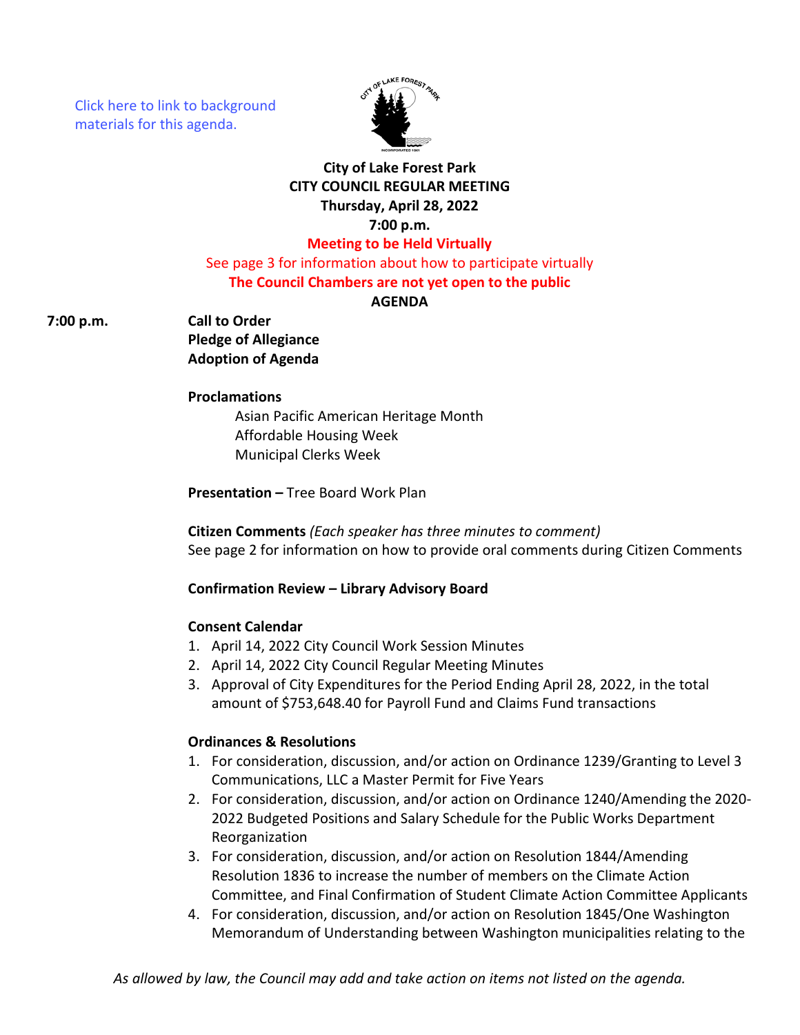Click here to link to background materials for this agenda.

**City of Lake Forest Park**
**CITY COUNCIL REGULAR MEETING**
**Thursday, April 28, 2022**
**7:00 p.m.**

**Meeting to be Held Virtually**

See page 3 for information about how to participate virtually

**The Council Chambers are not yet open to the public**

**AGENDA**

**7:00 p.m.** **Call to Order**
**Pledge of Allegiance**
**Adoption of Agenda**

**Proclamations**

Asian Pacific American Heritage Month
Affordable Housing Week
Municipal Clerks Week

**Presentation –** Tree Board Work Plan

**Citizen Comments** *(Each speaker has three minutes to comment)*
See page 2 for information on how to provide oral comments during Citizen Comments

**Confirmation Review – Library Advisory Board**

**Consent Calendar**

1. April 14, 2022 City Council Work Session Minutes
2. April 14, 2022 City Council Regular Meeting Minutes
3. Approval of City Expenditures for the Period Ending April 28, 2022, in the total amount of $753,648.40 for Payroll Fund and Claims Fund transactions

**Ordinances & Resolutions**

1. For consideration, discussion, and/or action on Ordinance 1239/Granting to Level 3 Communications, LLC a Master Permit for Five Years
2. For consideration, discussion, and/or action on Ordinance 1240/Amending the 2020-2022 Budgeted Positions and Salary Schedule for the Public Works Department Reorganization
3. For consideration, discussion, and/or action on Resolution 1844/Amending Resolution 1836 to increase the number of members on the Climate Action Committee, and Final Confirmation of Student Climate Action Committee Applicants
4. For consideration, discussion, and/or action on Resolution 1845/One Washington Memorandum of Understanding between Washington municipalities relating to the

*As allowed by law, the Council may add and take action on items not listed on the agenda.*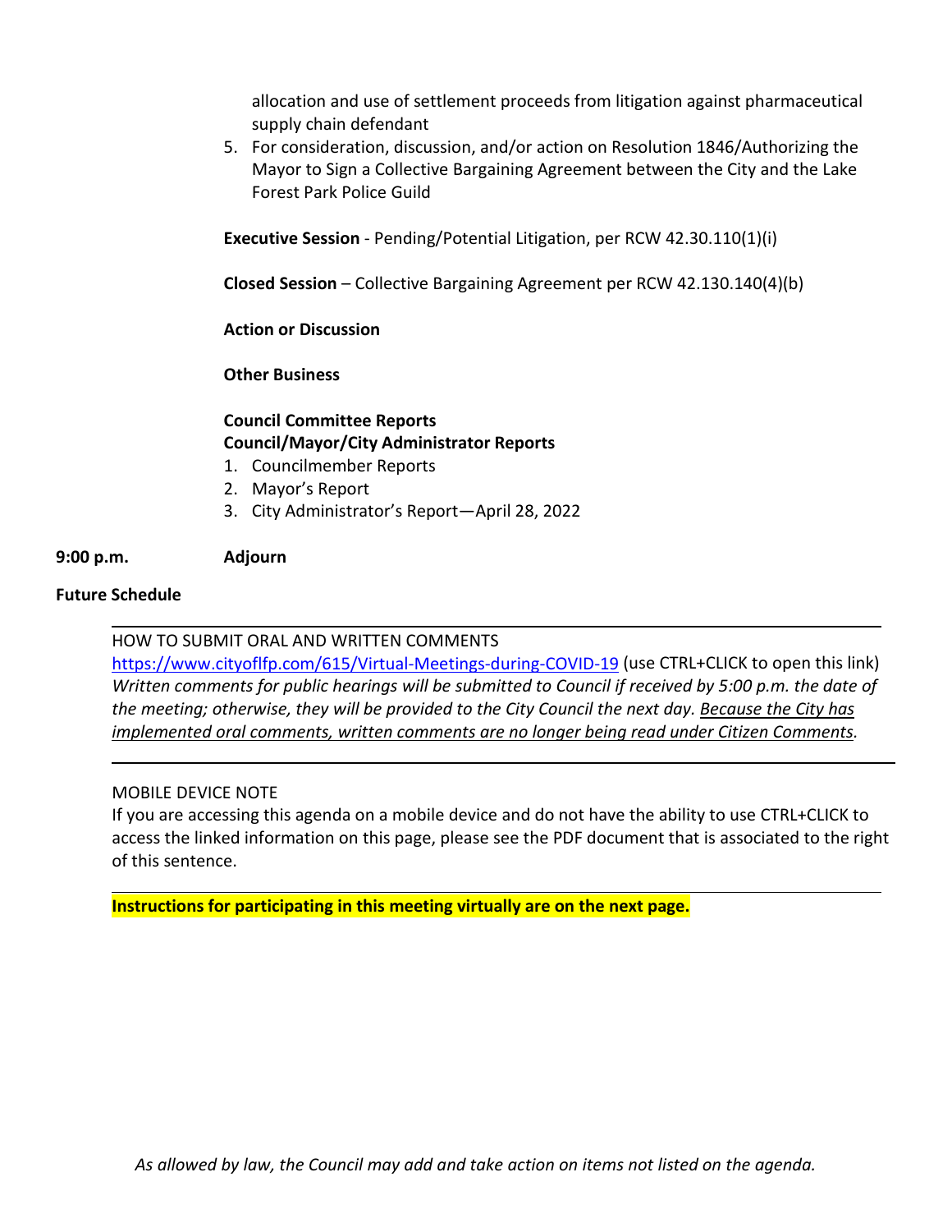allocation and use of settlement proceeds from litigation against pharmaceutical supply chain defendant

5. For consideration, discussion, and/or action on Resolution 1846/Authorizing the Mayor to Sign a Collective Bargaining Agreement between the City and the Lake Forest Park Police Guild

**Executive Session** - Pending/Potential Litigation, per RCW 42.30.110(1)(i)

**Closed Session** – Collective Bargaining Agreement per RCW 42.130.140(4)(b)

**Action or Discussion**

**Other Business**

**Council Committee Reports**
**Council/Mayor/City Administrator Reports**

1. Councilmember Reports
2. Mayor's Report
3. City Administrator's Report—April 28, 2022

**9:00 p.m.** **Adjourn**

**Future Schedule**

---

HOW TO SUBMIT ORAL AND WRITTEN COMMENTS
https://www.cityoflfp.com/615/Virtual-Meetings-during-COVID-19 (use CTRL+CLICK to open this link)
*Written comments for public hearings will be submitted to Council if received by 5:00 p.m. the date of the meeting; otherwise, they will be provided to the City Council the next day. Because the City has implemented oral comments, written comments are no longer being read under Citizen Comments.*

---

MOBILE DEVICE NOTE
If you are accessing this agenda on a mobile device and do not have the ability to use CTRL+CLICK to access the linked information on this page, please see the PDF document that is associated to the right of this sentence.

---

**Instructions for participating in this meeting virtually are on the next page.**

*As allowed by law, the Council may add and take action on items not listed on the agenda.*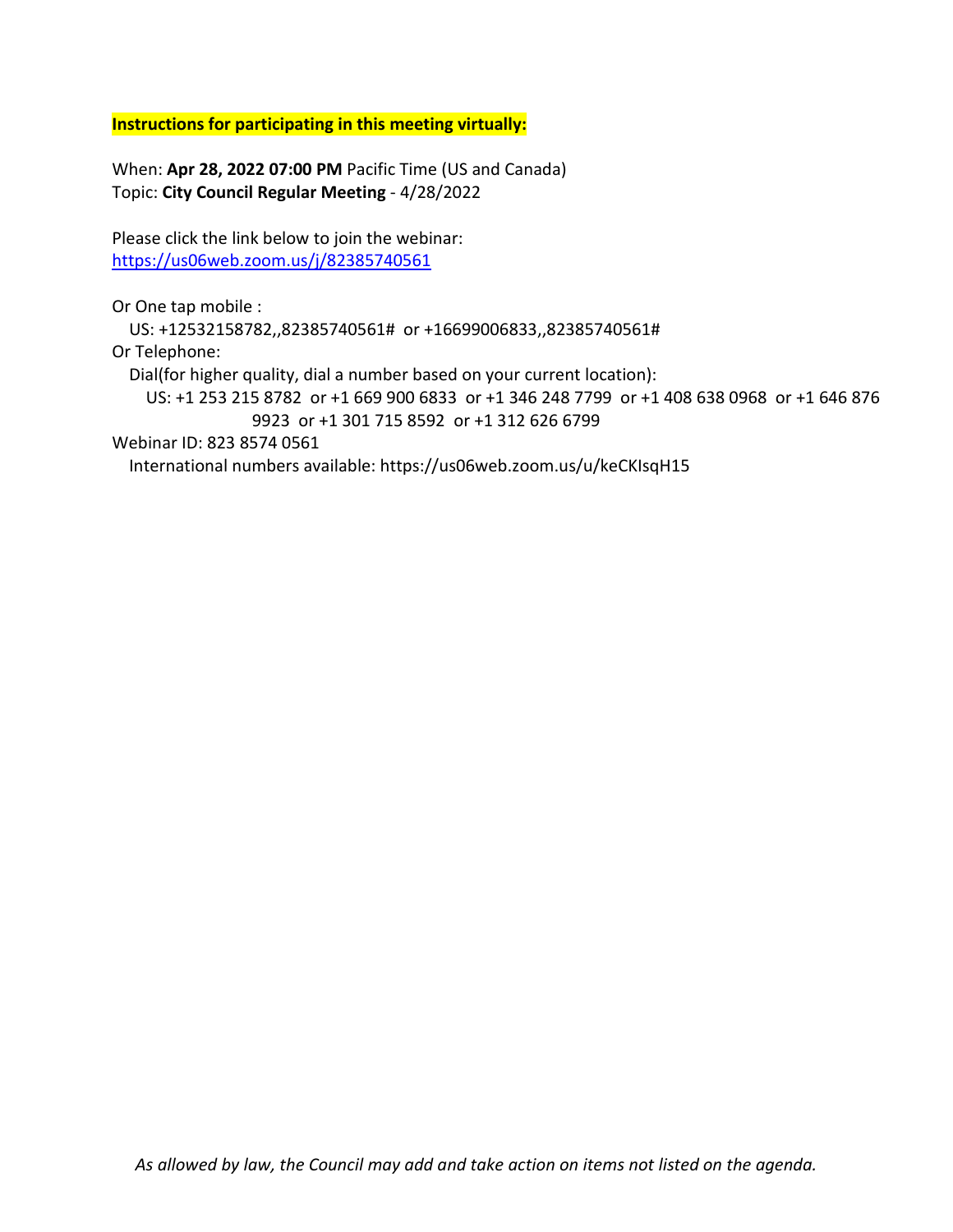**Instructions for participating in this meeting virtually:**

When: **Apr 28, 2022 07:00 PM** Pacific Time (US and Canada)
Topic: **City Council Regular Meeting** - 4/28/2022

Please click the link below to join the webinar:
https://us06web.zoom.us/j/82385740561

Or One tap mobile :
US: +12532158782,,82385740561# or +16699006833,,82385740561#
Or Telephone:
Dial(for higher quality, dial a number based on your current location):
US: +1 253 215 8782 or +1 669 900 6833 or +1 346 248 7799 or +1 408 638 0968 or +1 646 876 9923 or +1 301 715 8592 or +1 312 626 6799
Webinar ID: 823 8574 0561
International numbers available: https://us06web.zoom.us/u/keCKIsqH15

*As allowed by law, the Council may add and take action on items not listed on the agenda.*